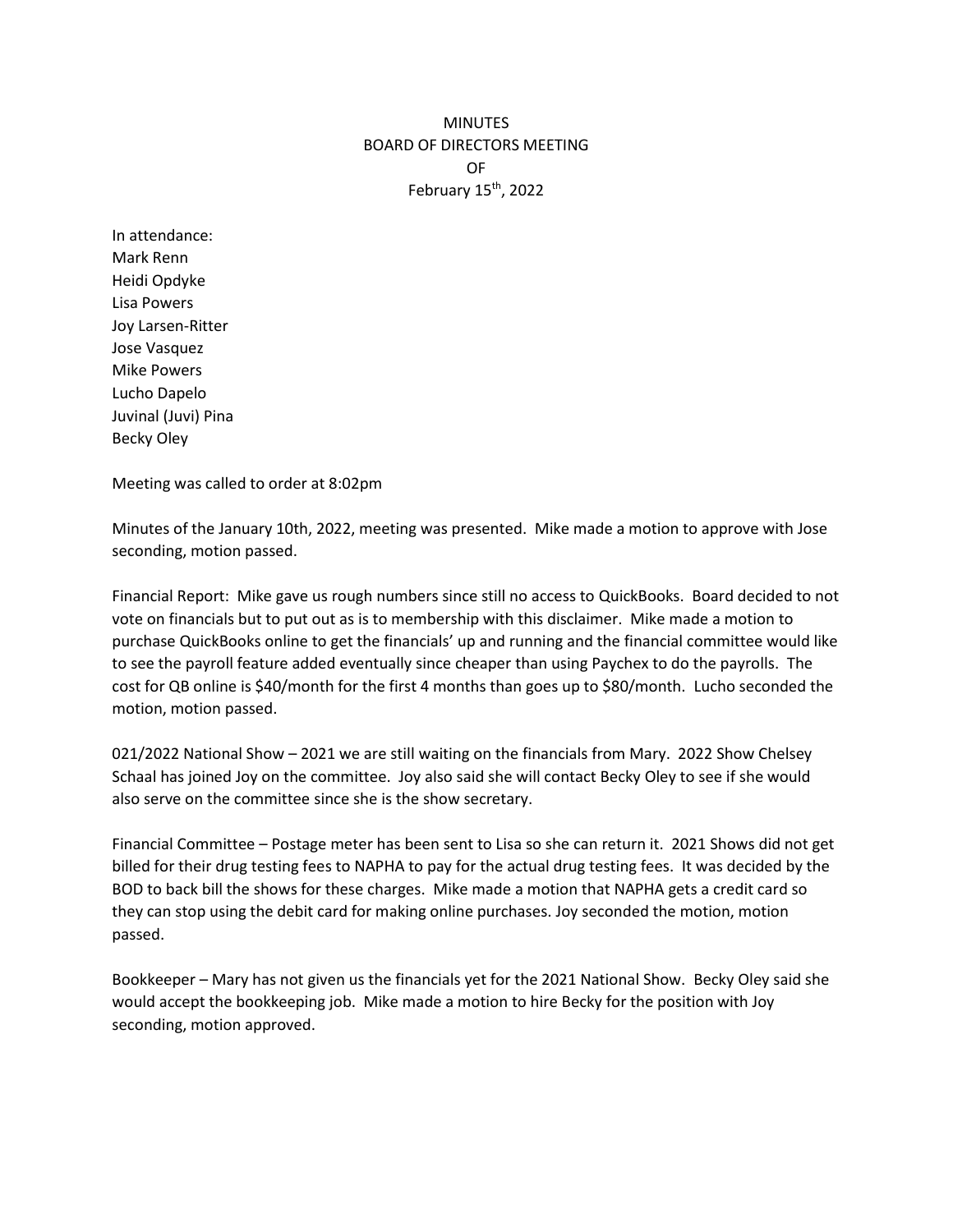# MINUTES
# BOARD OF DIRECTORS MEETING
# OF
# February 15th, 2022

In attendance:
Mark Renn
Heidi Opdyke
Lisa Powers
Joy Larsen-Ritter
Jose Vasquez
Mike Powers
Lucho Dapelo
Juvinal (Juvi) Pina
Becky Oley

Meeting was called to order at 8:02pm

Minutes of the January 10th, 2022, meeting was presented. Mike made a motion to approve with Jose seconding, motion passed.

Financial Report: Mike gave us rough numbers since still no access to QuickBooks. Board decided to not vote on financials but to put out as is to membership with this disclaimer. Mike made a motion to purchase QuickBooks online to get the financials' up and running and the financial committee would like to see the payroll feature added eventually since cheaper than using Paychex to do the payrolls. The cost for QB online is $40/month for the first 4 months than goes up to $80/month. Lucho seconded the motion, motion passed.

021/2022 National Show – 2021 we are still waiting on the financials from Mary. 2022 Show Chelsey Schaal has joined Joy on the committee. Joy also said she will contact Becky Oley to see if she would also serve on the committee since she is the show secretary.

Financial Committee – Postage meter has been sent to Lisa so she can return it. 2021 Shows did not get billed for their drug testing fees to NAPHA to pay for the actual drug testing fees. It was decided by the BOD to back bill the shows for these charges. Mike made a motion that NAPHA gets a credit card so they can stop using the debit card for making online purchases. Joy seconded the motion, motion passed.

Bookkeeper – Mary has not given us the financials yet for the 2021 National Show. Becky Oley said she would accept the bookkeeping job. Mike made a motion to hire Becky for the position with Joy seconding, motion approved.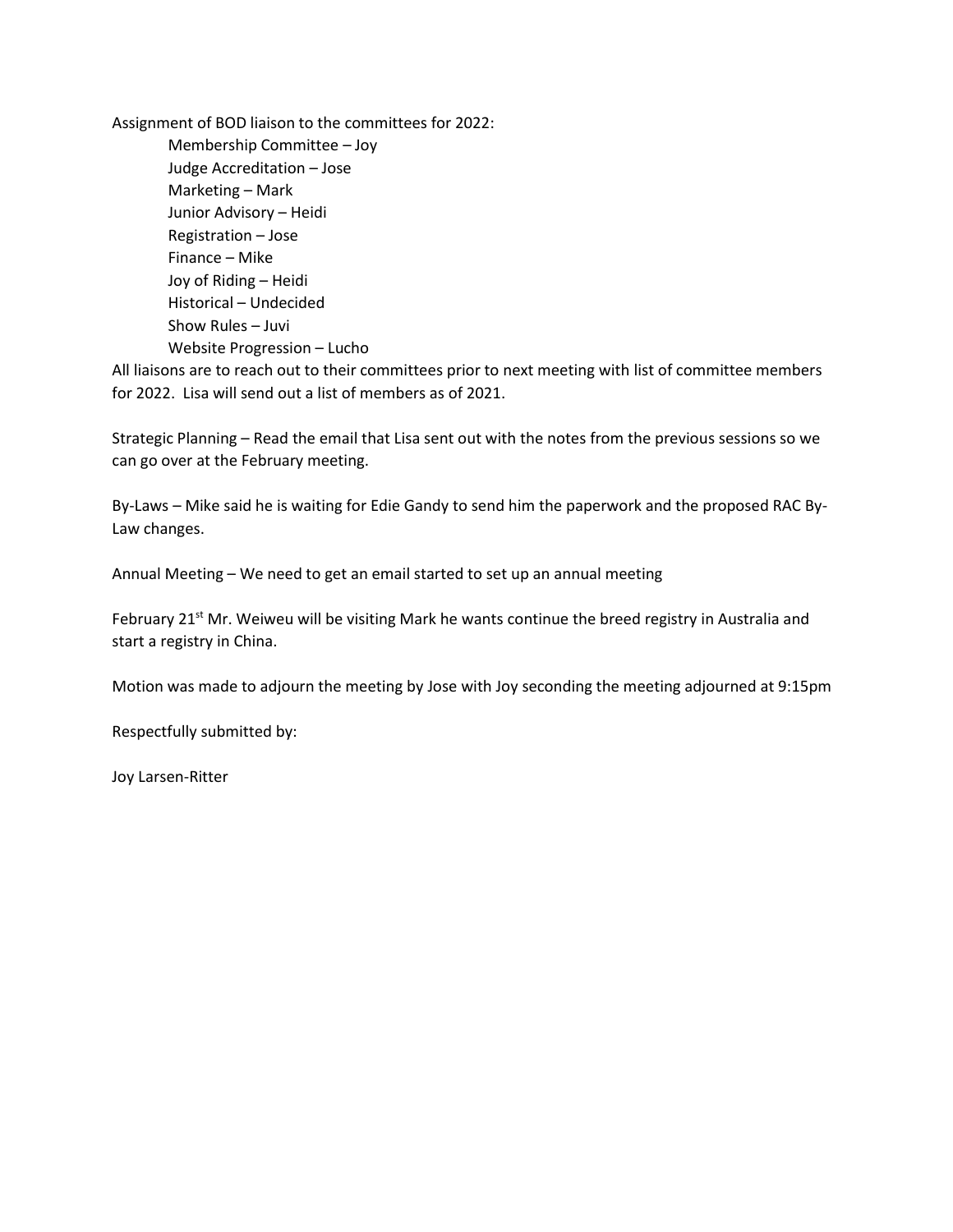Assignment of BOD liaison to the committees for 2022:

- Membership Committee – Joy
- Judge Accreditation – Jose
- Marketing – Mark
- Junior Advisory – Heidi
- Registration – Jose
- Finance – Mike
- Joy of Riding – Heidi
- Historical – Undecided
- Show Rules – Juvi
- Website Progression – Lucho

All liaisons are to reach out to their committees prior to next meeting with list of committee members for 2022. Lisa will send out a list of members as of 2021.

Strategic Planning – Read the email that Lisa sent out with the notes from the previous sessions so we can go over at the February meeting.

By-Laws – Mike said he is waiting for Edie Gandy to send him the paperwork and the proposed RAC By-Law changes.

Annual Meeting – We need to get an email started to set up an annual meeting

February 21st Mr. Weiweu will be visiting Mark he wants continue the breed registry in Australia and start a registry in China.

Motion was made to adjourn the meeting by Jose with Joy seconding the meeting adjourned at 9:15pm

Respectfully submitted by:

Joy Larsen-Ritter